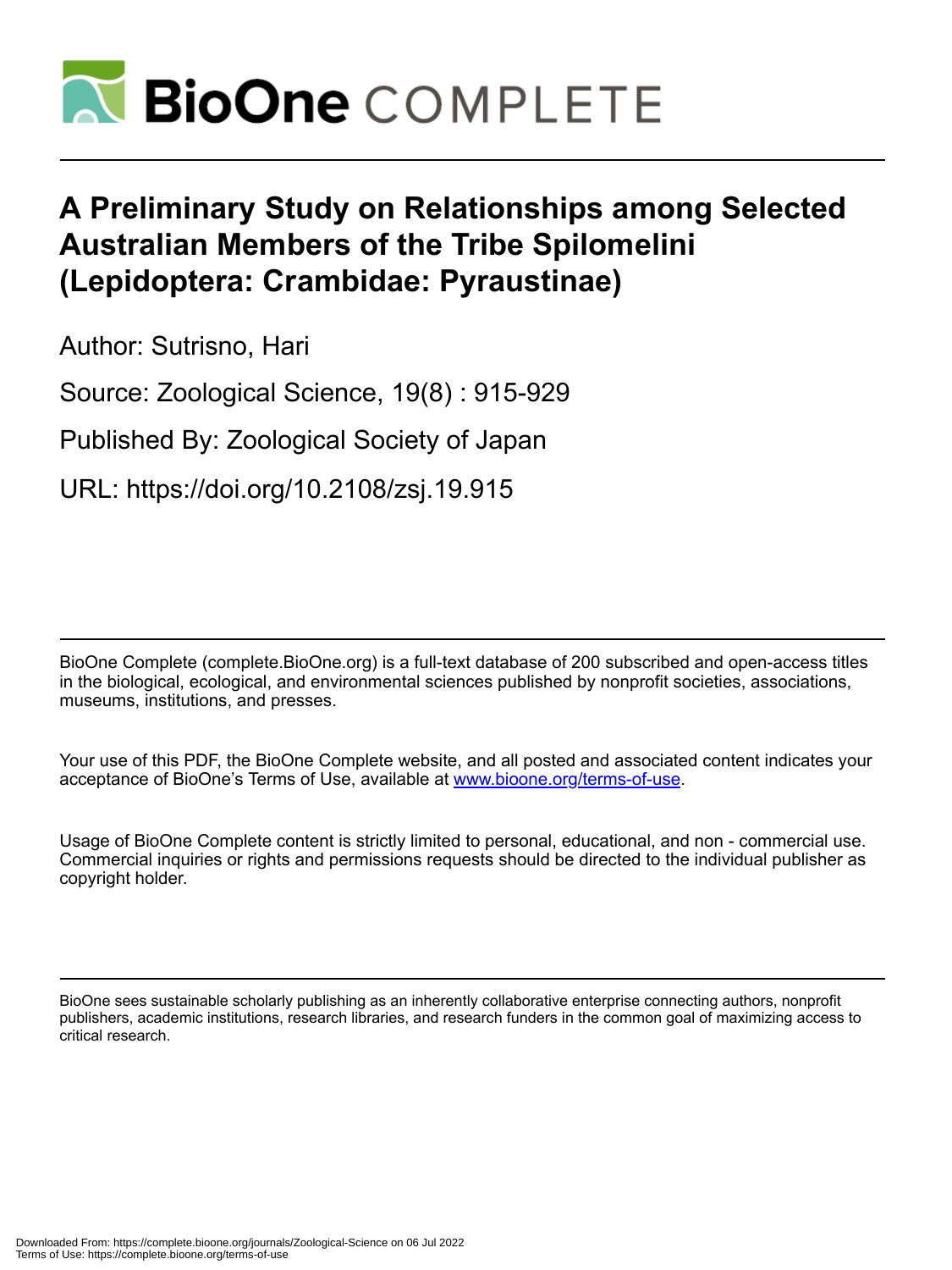# A Preliminary Study on Relationships among Selected Australian Members of the Tribe Spilomelini (Lepidoptera: Crambidae: Pyraustinae)

Author: Sutrisno, Hari

Source: Zoological Science, 19(8) : 915-929

Published By: Zoological Society of Japan

URL: https://doi.org/10.2108/zsj.19.915

BioOne Complete (complete.BioOne.org) is a full-text database of 200 subscribed and open-access titles in the biological, ecological, and environmental sciences published by nonprofit societies, associations, museums, institutions, and presses.

Your use of this PDF, the BioOne Complete website, and all posted and associated content indicates your acceptance of BioOne's Terms of Use, available at www.bioone.org/terms-of-use.

Usage of BioOne Complete content is strictly limited to personal, educational, and non - commercial use. Commercial inquiries or rights and permissions requests should be directed to the individual publisher as copyright holder.

BioOne sees sustainable scholarly publishing as an inherently collaborative enterprise connecting authors, nonprofit publishers, academic institutions, research libraries, and research funders in the common goal of maximizing access to critical research.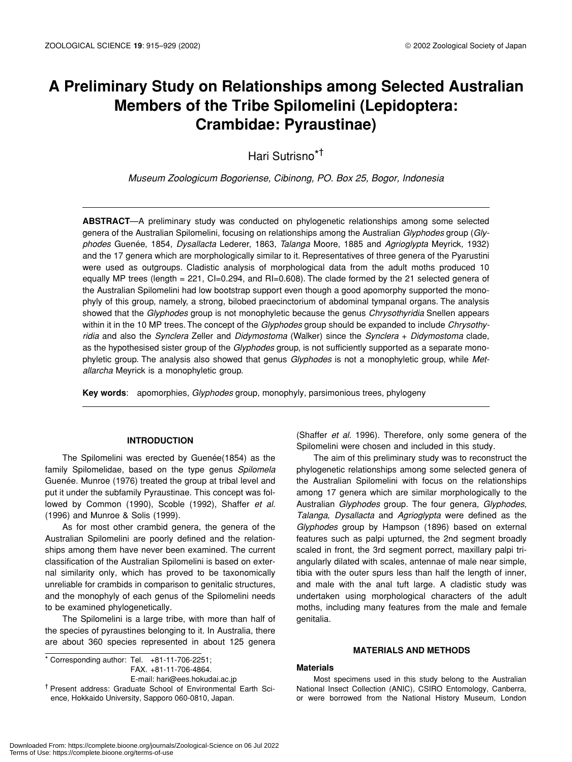# A Preliminary Study on Relationships among Selected Australian Members of the Tribe Spilomelini (Lepidoptera: Crambidae: Pyraustinae)

Hari Sutrisno[*†]

*Museum Zoologicum Bogoriense, Cibinong, PO. Box 25, Bogor, Indonesia*

**ABSTRACT**—A preliminary study was conducted on phylogenetic relationships among some selected genera of the Australian Spilomelini, focusing on relationships among the Australian *Glyphodes* group (*Glyphodes* Guenée, 1854, *Dysallacta* Lederer, 1863, *Talanga* Moore, 1885 and *Agrioglypta* Meyrick, 1932) and the 17 genera which are morphologically similar to it. Representatives of three genera of the Pyarustini were used as outgroups. Cladistic analysis of morphological data from the adult moths produced 10 equally MP trees (length = 221, CI=0.294, and RI=0.608). The clade formed by the 21 selected genera of the Australian Spilomelini had low bootstrap support even though a good apomorphy supported the monophyly of this group, namely, a strong, bilobed praecinctorium of abdominal tympanal organs. The analysis showed that the *Glyphodes* group is not monophyletic because the genus *Chrysothyridia* Snellen appears within it in the 10 MP trees. The concept of the *Glyphodes* group should be expanded to include *Chrysothyridia* and also the *Synclera* Zeller and *Didymostoma* (Walker) since the *Synclera* + *Didymostoma* clade, as the hypothesised sister group of the *Glyphodes* group, is not sufficiently supported as a separate monophyletic group. The analysis also showed that genus *Glyphodes* is not a monophyletic group, while *Metallarcha* Meyrick is a monophyletic group.

**Key words**: apomorphies, *Glyphodes* group, monophyly, parsimonious trees, phylogeny

## INTRODUCTION

The Spilomelini was erected by Guenée(1854) as the family Spilomelidae, based on the type genus *Spilomela* Guenée. Munroe (1976) treated the group at tribal level and put it under the subfamily Pyraustinae. This concept was followed by Common (1990), Scoble (1992), Shaffer *et al*. (1996) and Munroe & Solis (1999).

As for most other crambid genera, the genera of the Australian Spilomelini are poorly defined and the relationships among them have never been examined. The current classification of the Australian Spilomelini is based on external similarity only, which has proved to be taxonomically unreliable for crambids in comparison to genitalic structures, and the monophyly of each genus of the Spilomelini needs to be examined phylogenetically.

The Spilomelini is a large tribe, with more than half of the species of pyraustines belonging to it. In Australia, there are about 360 species represented in about 125 genera (Shaffer *et al*. 1996). Therefore, only some genera of the Spilomelini were chosen and included in this study.

The aim of this preliminary study was to reconstruct the phylogenetic relationships among some selected genera of the Australian Spilomelini with focus on the relationships among 17 genera which are similar morphologically to the Australian *Glyphodes* group. The four genera, *Glyphodes*, *Talanga*, *Dysallacta* and *Agrioglypta* were defined as the *Glyphodes* group by Hampson (1896) based on external features such as palpi upturned, the 2nd segment broadly scaled in front, the 3rd segment porrect, maxillary palpi triangularly dilated with scales, antennae of male near simple, tibia with the outer spurs less than half the length of inner, and male with the anal tuft large. A cladistic study was undertaken using morphological characters of the adult moths, including many features from the male and female genitalia.

## MATERIALS AND METHODS

### Materials

Most specimens used in this study belong to the Australian National Insect Collection (ANIC), CSIRO Entomology, Canberra, or were borrowed from the National History Museum, London

---

[*] Corresponding author: Tel. +81-11-706-2251;
FAX. +81-11-706-4864.
E-mail: hari@ees.hokudai.ac.jp

[†] Present address: Graduate School of Environmental Earth Science, Hokkaido University, Sapporo 060-0810, Japan.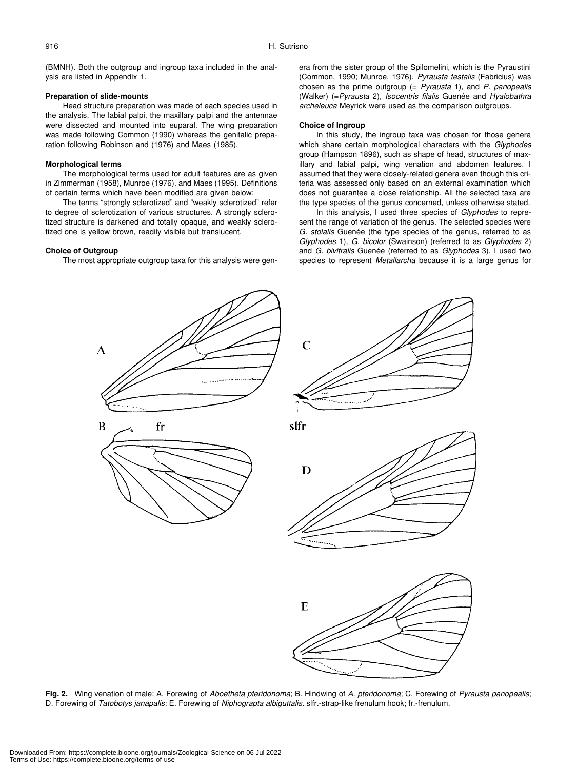(BMNH). Both the outgroup and ingroup taxa included in the analysis are listed in Appendix 1.

### Preparation of slide-mounts

Head structure preparation was made of each species used in the analysis. The labial palpi, the maxillary palpi and the antennae were dissected and mounted into euparal. The wing preparation was made following Common (1990) whereas the genitalic preparation following Robinson and (1976) and Maes (1985).

### Morphological terms

The morphological terms used for adult features are as given in Zimmerman (1958), Munroe (1976), and Maes (1995). Definitions of certain terms which have been modified are given below:

The terms "strongly sclerotized" and "weakly sclerotized" refer to degree of sclerotization of various structures. A strongly sclerotized structure is darkened and totally opaque, and weakly sclerotized one is yellow brown, readily visible but translucent.

### Choice of Outgroup

The most appropriate outgroup taxa for this analysis were genera from the sister group of the Spilomelini, which is the Pyraustini (Common, 1990; Munroe, 1976). *Pyrausta testalis* (Fabricius) was chosen as the prime outgroup (= *Pyrausta* 1), and *P. panopealis* (Walker) (=*Pyrausta* 2), *Isocentris filalis* Guenée and *Hyalobathra archeleuca* Meyrick were used as the comparison outgroups.

### Choice of Ingroup

In this study, the ingroup taxa was chosen for those genera which share certain morphological characters with the *Glyphodes* group (Hampson 1896), such as shape of head, structures of maxillary and labial palpi, wing venation and abdomen features. I assumed that they were closely-related genera even though this criteria was assessed only based on an external examination which does not guarantee a close relationship. All the selected taxa are the type species of the genus concerned, unless otherwise stated.

In this analysis, I used three species of *Glyphodes* to represent the range of variation of the genus. The selected species were *G. stolalis* Guenée (the type species of the genus, referred to as *Glyphodes* 1), *G. bicolor* (Swainson) (referred to as *Glyphodes* 2) and *G. bivitralis* Guenée (referred to as *Glyphodes* 3). I used two species to represent *Metallarcha* because it is a large genus for

**Fig. 2.** Wing venation of male: A. Forewing of *Aboetheta pteridonoma*; B. Hindwing of *A. pteridonoma*; C. Forewing of *Pyrausta panopealis*; D. Forewing of *Tatobotys janapalis*; E. Forewing of *Niphograpta albiguttalis*. slfr.-strap-like frenulum hook; fr.-frenulum.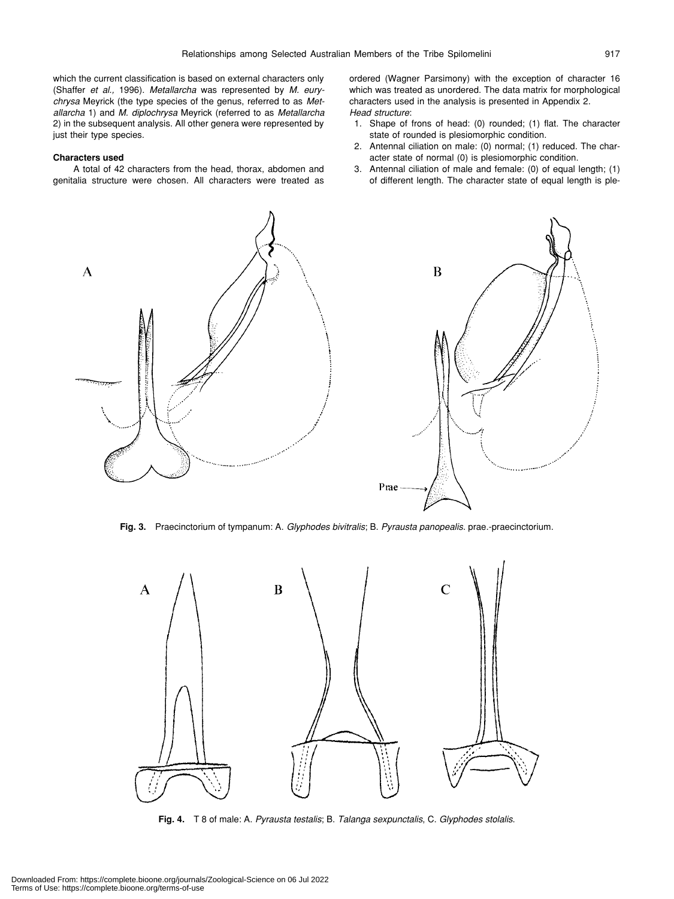which the current classification is based on external characters only (Shaffer *et al.,* 1996). *Metallarcha* was represented by *M. eurychrysa* Meyrick (the type species of the genus, referred to as *Metallarcha* 1) and *M. diplochrysa* Meyrick (referred to as *Metallarcha* 2) in the subsequent analysis. All other genera were represented by just their type species.

#### Characters used

A total of 42 characters from the head, thorax, abdomen and genitalia structure were chosen. All characters were treated as ordered (Wagner Parsimony) with the exception of character 16 which was treated as unordered. The data matrix for morphological characters used in the analysis is presented in Appendix 2.

*Head structure*:

1. Shape of frons of head: (0) rounded; (1) flat. The character state of rounded is plesiomorphic condition.
2. Antennal ciliation on male: (0) normal; (1) reduced. The character state of normal (0) is plesiomorphic condition.
3. Antennal ciliation of male and female: (0) of equal length; (1) of different length. The character state of equal length is ple-

**Fig. 3.** Praecinctorium of tympanum: A. *Glyphodes bivitralis*; B. *Pyrausta panopealis*. prae.-praecinctorium.

**Fig. 4.** T 8 of male: A. *Pyrausta testalis*; B. *Talanga sexpunctalis*, C. *Glyphodes stolalis*.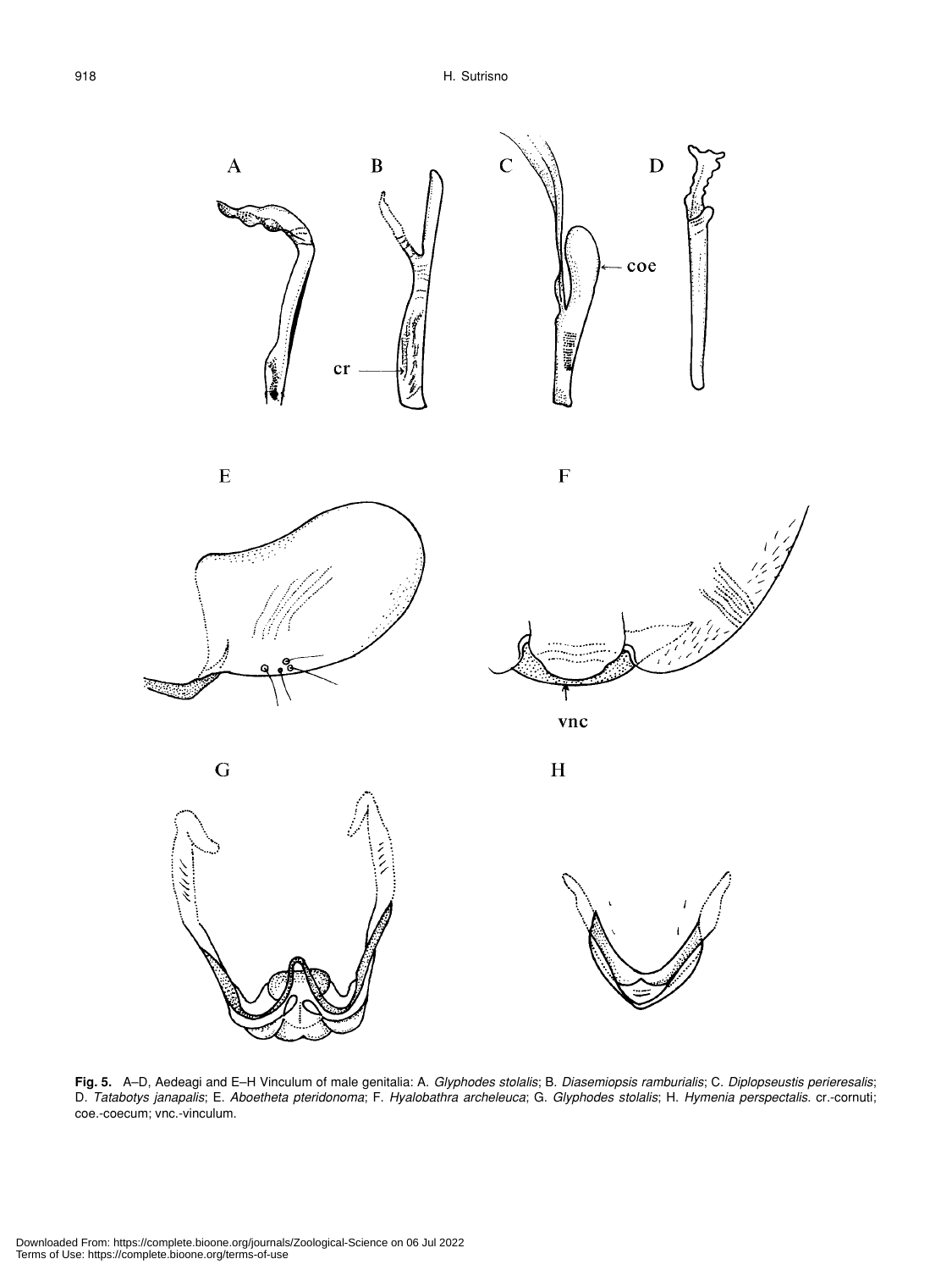**Fig. 5.** A–D, Aedeagi and E–H Vinculum of male genitalia: A. *Glyphodes stolalis*; B. *Diasemiopsis ramburialis*; C. *Diplopseustis perieresalis*; D. *Tatabotys janapalis*; E. *Aboetheta pteridonoma*; F. *Hyalobathra archeleuca*; G. *Glyphodes stolalis*; H. *Hymenia perspectalis*. cr.-cornuti; coe.-coecum; vnc.-vinculum.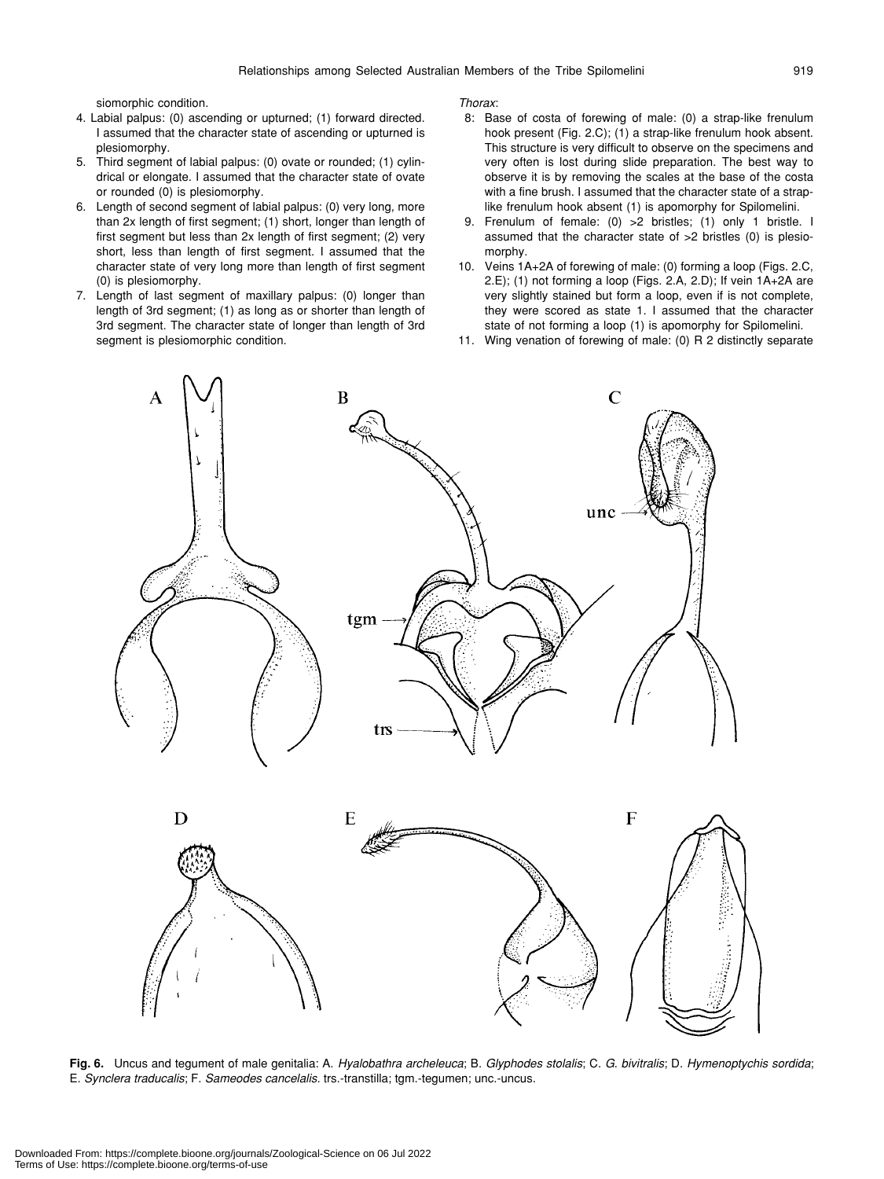siomorphic condition.

4. Labial palpus: (0) ascending or upturned; (1) forward directed. I assumed that the character state of ascending or upturned is plesiomorphy.
5. Third segment of labial palpus: (0) ovate or rounded; (1) cylindrical or elongate. I assumed that the character state of ovate or rounded (0) is plesiomorphy.
6. Length of second segment of labial palpus: (0) very long, more than 2x length of first segment; (1) short, longer than length of first segment but less than 2x length of first segment; (2) very short, less than length of first segment. I assumed that the character state of very long more than length of first segment (0) is plesiomorphy.
7. Length of last segment of maxillary palpus: (0) longer than length of 3rd segment; (1) as long as or shorter than length of 3rd segment. The character state of longer than length of 3rd segment is plesiomorphic condition.

*Thorax*:

8. Base of costa of forewing of male: (0) a strap-like frenulum hook present (Fig. 2.C); (1) a strap-like frenulum hook absent. This structure is very difficult to observe on the specimens and very often is lost during slide preparation. The best way to observe it is by removing the scales at the base of the costa with a fine brush. I assumed that the character state of a strap-like frenulum hook absent (1) is apomorphy for Spilomelini.
9. Frenulum of female: (0) >2 bristles; (1) only 1 bristle. I assumed that the character state of >2 bristles (0) is plesiomorphy.
10. Veins 1A+2A of forewing of male: (0) forming a loop (Figs. 2.C, 2.E); (1) not forming a loop (Figs. 2.A, 2.D); If vein 1A+2A are very slightly stained but form a loop, even if is not complete, they were scored as state 1. I assumed that the character state of not forming a loop (1) is apomorphy for Spilomelini.
11. Wing venation of forewing of male: (0) R 2 distinctly separate

**Fig. 6.** Uncus and tegument of male genitalia: A. *Hyalobathra archeleuca*; B. *Glyphodes stolalis*; C. *G. bivitralis*; D. *Hymenoptychis sordida*; E. *Synclera traducalis*; F. *Sameodes cancelalis*. trs.-transtilla; tgm.-tegumen; unc.-uncus.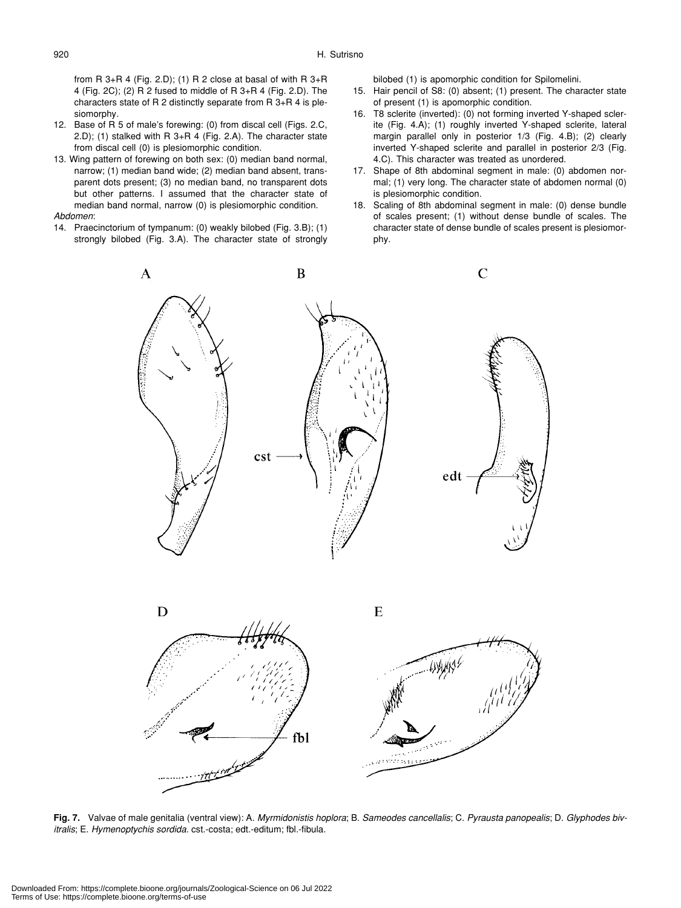from R 3+R 4 (Fig. 2.D); (1) R 2 close at basal of with R 3+R 4 (Fig. 2C); (2) R 2 fused to middle of R 3+R 4 (Fig. 2.D). The characters state of R 2 distinctly separate from R 3+R 4 is plesiomorphy.

12. Base of R 5 of male's forewing: (0) from discal cell (Figs. 2.C, 2.D); (1) stalked with R 3+R 4 (Fig. 2.A). The character state from discal cell (0) is plesiomorphic condition.
13. Wing pattern of forewing on both sex: (0) median band normal, narrow; (1) median band wide; (2) median band absent, transparent dots present; (3) no median band, no transparent dots but other patterns. I assumed that the character state of median band normal, narrow (0) is plesiomorphic condition.

*Abdomen*:

14. Praecinctorium of tympanum: (0) weakly bilobed (Fig. 3.B); (1) strongly bilobed (Fig. 3.A). The character state of strongly bilobed (1) is apomorphic condition for Spilomelini.
15. Hair pencil of S8: (0) absent; (1) present. The character state of present (1) is apomorphic condition.
16. T8 sclerite (inverted): (0) not forming inverted Y-shaped sclerite (Fig. 4.A); (1) roughly inverted Y-shaped sclerite, lateral margin parallel only in posterior 1/3 (Fig. 4.B); (2) clearly inverted Y-shaped sclerite and parallel in posterior 2/3 (Fig. 4.C). This character was treated as unordered.
17. Shape of 8th abdominal segment in male: (0) abdomen normal; (1) very long. The character state of abdomen normal (0) is plesiomorphic condition.
18. Scaling of 8th abdominal segment in male: (0) dense bundle of scales present; (1) without dense bundle of scales. The character state of dense bundle of scales present is plesiomorphy.

**Fig. 7.** Valvae of male genitalia (ventral view): A. *Myrmidonistis hoplora*; B. *Sameodes cancellalis*; C. *Pyrausta panopealis*; D. *Glyphodes bivitralis*; E. *Hymenoptychis sordida*. cst.-costa; edt.-editum; fbl.-fibula.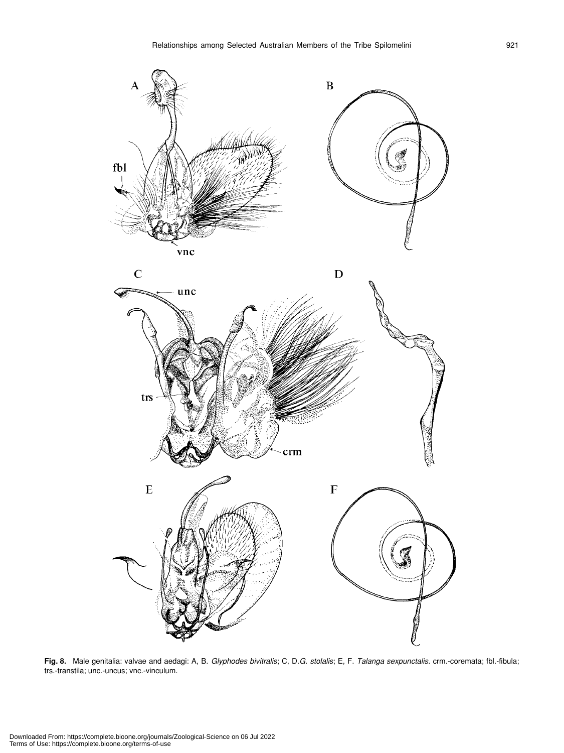**Fig. 8.** Male genitalia: valvae and aedagi: A, B. *Glyphodes bivitralis*; C, D.*G. stolalis*; E, F. *Talanga sexpunctalis*. crm.-coremata; fbl.-fibula; trs.-transtila; unc.-uncus; vnc.-vinculum.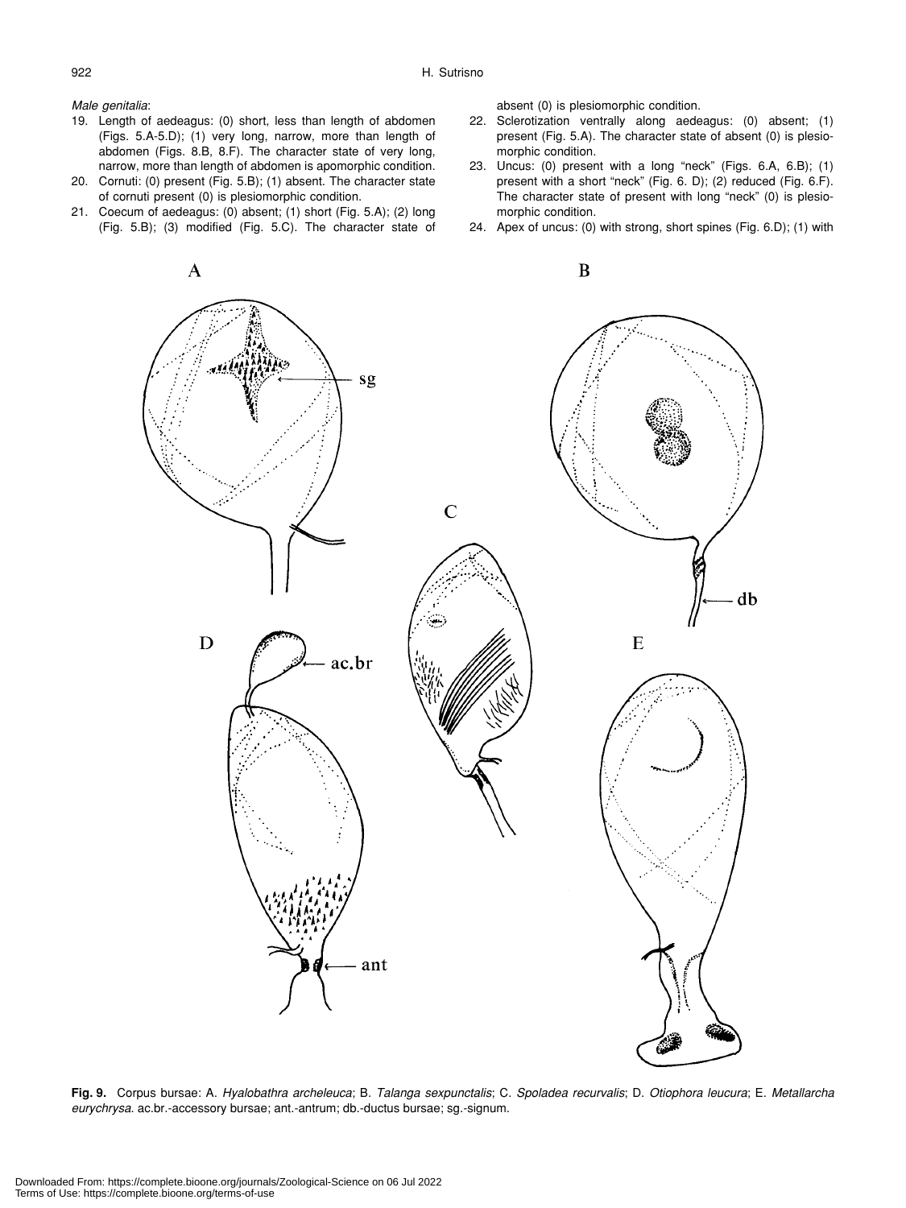*Male genitalia*:

19. Length of aedeagus: (0) short, less than length of abdomen (Figs. 5.A-5.D); (1) very long, narrow, more than length of abdomen (Figs. 8.B, 8.F). The character state of very long, narrow, more than length of abdomen is apomorphic condition.
20. Cornuti: (0) present (Fig. 5.B); (1) absent. The character state of cornuti present (0) is plesiomorphic condition.
21. Coecum of aedeagus: (0) absent; (1) short (Fig. 5.A); (2) long (Fig. 5.B); (3) modified (Fig. 5.C). The character state of absent (0) is plesiomorphic condition.
22. Sclerotization ventrally along aedeagus: (0) absent; (1) present (Fig. 5.A). The character state of absent (0) is plesiomorphic condition.
23. Uncus: (0) present with a long "neck" (Figs. 6.A, 6.B); (1) present with a short "neck" (Fig. 6. D); (2) reduced (Fig. 6.F). The character state of present with long "neck" (0) is plesiomorphic condition.
24. Apex of uncus: (0) with strong, short spines (Fig. 6.D); (1) with

**Fig. 9.** Corpus bursae: A. *Hyalobathra archeleuca*; B. *Talanga sexpunctalis*; C. *Spoladea recurvalis*; D. *Otiophora leucura*; E. *Metallarcha eurychrysa.* ac.br.-accessory bursae; ant.-antrum; db.-ductus bursae; sg.-signum.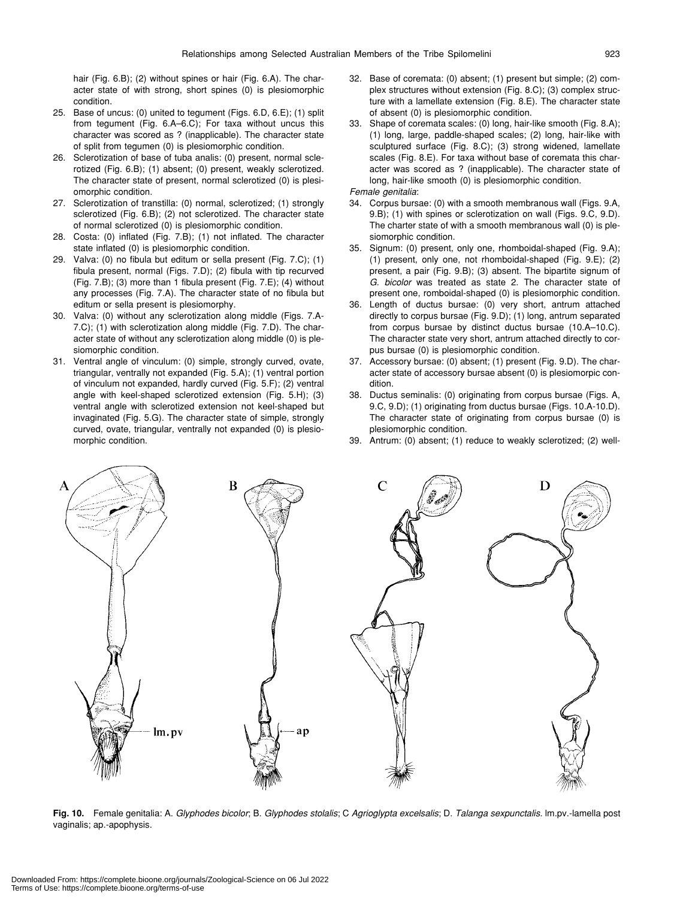hair (Fig. 6.B); (2) without spines or hair (Fig. 6.A). The character state of with strong, short spines (0) is plesiomorphic condition.

25. Base of uncus: (0) united to tegument (Figs. 6.D, 6.E); (1) split from tegument (Fig. 6.A–6.C); For taxa without uncus this character was scored as ? (inapplicable). The character state of split from tegumen (0) is plesiomorphic condition.
26. Sclerotization of base of tuba analis: (0) present, normal sclerotized (Fig. 6.B); (1) absent; (0) present, weakly sclerotized. The character state of present, normal sclerotized (0) is plesiomorphic condition.
27. Sclerotization of transtilla: (0) normal, sclerotized; (1) strongly sclerotized (Fig. 6.B); (2) not sclerotized. The character state of normal sclerotized (0) is plesiomorphic condition.
28. Costa: (0) inflated (Fig. 7.B); (1) not inflated. The character state inflated (0) is plesiomorphic condition.
29. Valva: (0) no fibula but editum or sella present (Fig. 7.C); (1) fibula present, normal (Figs. 7.D); (2) fibula with tip recurved (Fig. 7.B); (3) more than 1 fibula present (Fig. 7.E); (4) without any processes (Fig. 7.A). The character state of no fibula but editum or sella present is plesiomorphy.
30. Valva: (0) without any sclerotization along middle (Figs. 7.A-7.C); (1) with sclerotization along middle (Fig. 7.D). The character state of without any sclerotization along middle (0) is plesiomorphic condition.
31. Ventral angle of vinculum: (0) simple, strongly curved, ovate, triangular, ventrally not expanded (Fig. 5.A); (1) ventral portion of vinculum not expanded, hardly curved (Fig. 5.F); (2) ventral angle with keel-shaped sclerotized extension (Fig. 5.H); (3) ventral angle with sclerotized extension not keel-shaped but invaginated (Fig. 5.G). The character state of simple, strongly curved, ovate, triangular, ventrally not expanded (0) is plesiomorphic condition.
32. Base of coremata: (0) absent; (1) present but simple; (2) complex structures without extension (Fig. 8.C); (3) complex structure with a lamellate extension (Fig. 8.E). The character state of absent (0) is plesiomorphic condition.
33. Shape of coremata scales: (0) long, hair-like smooth (Fig. 8.A); (1) long, large, paddle-shaped scales; (2) long, hair-like with sculptured surface (Fig. 8.C); (3) strong widened, lamellate scales (Fig. 8.E). For taxa without base of coremata this character was scored as ? (inapplicable). The character state of long, hair-like smooth (0) is plesiomorphic condition.

*Female genitalia*:

34. Corpus bursae: (0) with a smooth membranous wall (Figs. 9.A, 9.B); (1) with spines or sclerotization on wall (Figs. 9.C, 9.D). The charter state of with a smooth membranous wall (0) is plesiomorphic condition.
35. Signum: (0) present, only one, rhomboidal-shaped (Fig. 9.A); (1) present, only one, not rhomboidal-shaped (Fig. 9.E); (2) present, a pair (Fig. 9.B); (3) absent. The bipartite signum of *G. bicolor* was treated as state 2. The character state of present one, romboidal-shaped (0) is plesiomorphic condition.
36. Length of ductus bursae: (0) very short, antrum attached directly to corpus bursae (Fig. 9.D); (1) long, antrum separated from corpus bursae by distinct ductus bursae (10.A–10.C). The character state very short, antrum attached directly to corpus bursae (0) is plesiomorphic condition.
37. Accessory bursae: (0) absent; (1) present (Fig. 9.D). The character state of accessory bursae absent (0) is plesiomorpic condition.
38. Ductus seminalis: (0) originating from corpus bursae (Figs. A, 9.C, 9.D); (1) originating from ductus bursae (Figs. 10.A-10.D). The character state of originating from corpus bursae (0) is plesiomorphic condition.
39. Antrum: (0) absent; (1) reduce to weakly sclerotized; (2) well-

**Fig. 10.** Female genitalia: A. *Glyphodes bicolor*; B. *Glyphodes stolalis*; C *Agrioglypta excelsalis*; D. *Talanga sexpunctalis*. lm.pv.-lamella post vaginalis; ap.-apophysis.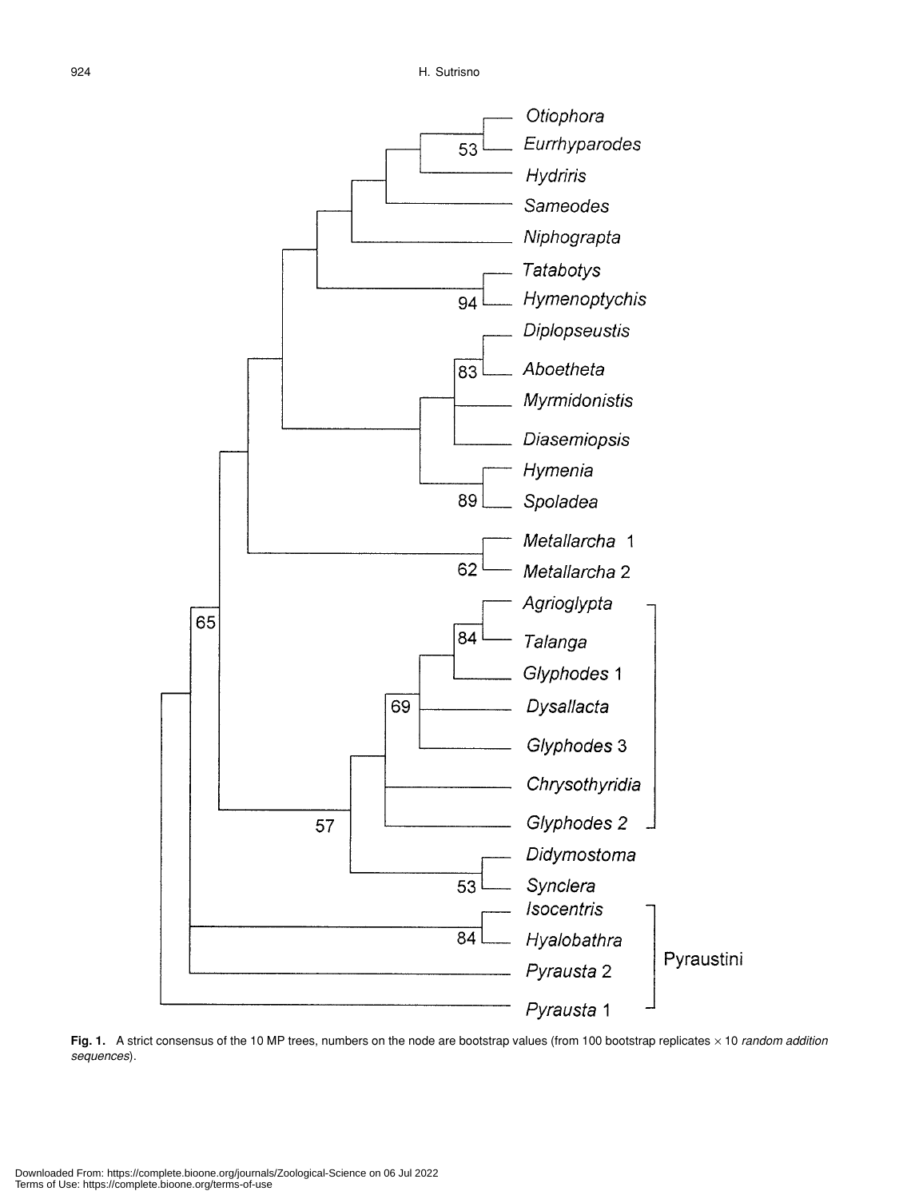**Fig. 1.** A strict consensus of the 10 MP trees, numbers on the node are bootstrap values (from 100 bootstrap replicates × 10 *random addition sequences*).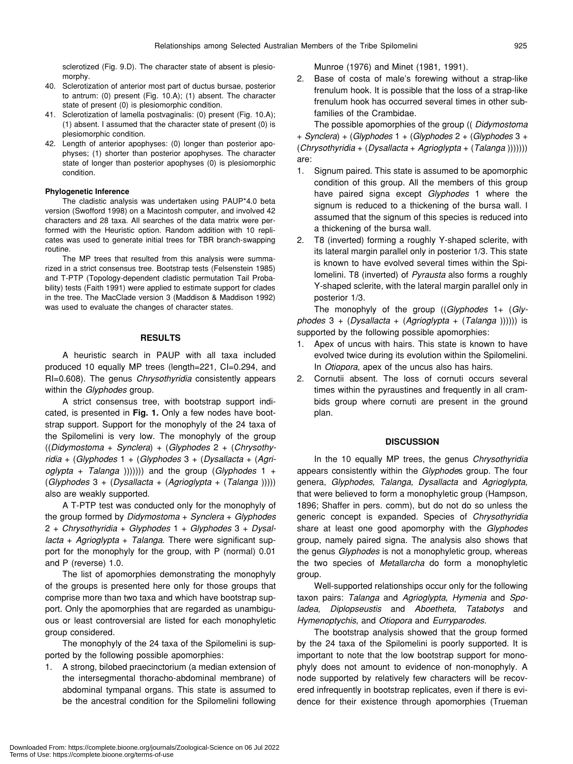sclerotized (Fig. 9.D). The character state of absent is plesiomorphy.

40. Sclerotization of anterior most part of ductus bursae, posterior to antrum: (0) present (Fig. 10.A); (1) absent. The character state of present (0) is plesiomorphic condition.
41. Sclerotization of lamella postvaginalis: (0) present (Fig. 10.A); (1) absent. I assumed that the character state of present (0) is plesiomorphic condition.
42. Length of anterior apophyses: (0) longer than posterior apophyses; (1) shorter than posterior apophyses. The character state of longer than posterior apophyses (0) is plesiomorphic condition.

#### Phylogenetic Inference

The cladistic analysis was undertaken using PAUP*4.0 beta version (Swofford 1998) on a Macintosh computer, and involved 42 characters and 28 taxa. All searches of the data matrix were performed with the Heuristic option. Random addition with 10 replicates was used to generate initial trees for TBR branch-swapping routine.

The MP trees that resulted from this analysis were summarized in a strict consensus tree. Bootstrap tests (Felsenstein 1985) and T-PTP (Topology-dependent cladistic permutation Tail Probability) tests (Faith 1991) were applied to estimate support for clades in the tree. The MacClade version 3 (Maddison & Maddison 1992) was used to evaluate the changes of character states.

## RESULTS

A heuristic search in PAUP with all taxa included produced 10 equally MP trees (length=221, CI=0.294, and RI=0.608). The genus *Chrysothyridia* consistently appears within the *Glyphodes* group.

A strict consensus tree, with bootstrap support indicated, is presented in **Fig. 1.** Only a few nodes have bootstrap support. Support for the monophyly of the 24 taxa of the Spilomelini is very low. The monophyly of the group ((*Didymostoma* + *Synclera*) + (*Glyphodes* 2 + (*Chrysothyridia* + (*Glyphodes* 1 + (*Glyphodes* 3 + (*Dysallacta* + (*Agrioglypta* + *Talanga* ))))))) and the group (*Glyphodes* 1 + (*Glyphodes* 3 + (*Dysallacta* + (*Agrioglypta* + (*Talanga* ))))) also are weakly supported.

A T-PTP test was conducted only for the monophyly of the group formed by *Didymostoma* + *Synclera* + *Glyphodes* 2 + *Chrysothyridia* + *Glyphodes* 1 + *Glyphodes* 3 + *Dysallacta* + *Agrioglypta* + *Talanga*. There were significant support for the monophyly for the group, with P (normal) 0.01 and P (reverse) 1.0.

The list of apomorphies demonstrating the monophyly of the groups is presented here only for those groups that comprise more than two taxa and which have bootstrap support. Only the apomorphies that are regarded as unambiguous or least controversial are listed for each monophyletic group considered.

The monophyly of the 24 taxa of the Spilomelini is supported by the following possible apomorphies:

1. A strong, bilobed praecinctorium (a median extension of the intersegmental thoracho-abdominal membrane) of abdominal tympanal organs. This state is assumed to be the ancestral condition for the Spilomelini following Munroe (1976) and Minet (1981, 1991).
2. Base of costa of male's forewing without a strap-like frenulum hook. It is possible that the loss of a strap-like frenulum hook has occurred several times in other subfamilies of the Crambidae.

The possible apomorphies of the group (( *Didymostoma* + *Synclera*) + (*Glyphodes* 1 + (*Glyphodes* 2 + (*Glyphodes* 3 + (*Chrysothyridia* + (*Dysallacta* + *Agrioglypta* + (*Talanga* ))))))) are:

1. Signum paired. This state is assumed to be apomorphic condition of this group. All the members of this group have paired signa except *Glyphodes* 1 where the signum is reduced to a thickening of the bursa wall. I assumed that the signum of this species is reduced into a thickening of the bursa wall.
2. T8 (inverted) forming a roughly Y-shaped sclerite, with its lateral margin parallel only in posterior 1/3. This state is known to have evolved several times within the Spilomelini. T8 (inverted) of *Pyrausta* also forms a roughly Y-shaped sclerite, with the lateral margin parallel only in posterior 1/3.

The monophyly of the group ((*Glyphodes* 1+ (*Glyphodes* 3 + (*Dysallacta* + (*Agrioglypta* + (*Talanga* )))))) is supported by the following possible apomorphies:

1. Apex of uncus with hairs. This state is known to have evolved twice during its evolution within the Spilomelini. In *Otiopora*, apex of the uncus also has hairs.
2. Cornutii absent. The loss of cornuti occurs several times within the pyraustines and frequently in all crambids group where cornuti are present in the ground plan.

## DISCUSSION

In the 10 equally MP trees, the genus *Chrysothyridia* appears consistently within the *Glyphode*s group. The four genera, *Glyphodes*, *Talanga*, *Dysallacta* and *Agrioglypta*, that were believed to form a monophyletic group (Hampson, 1896; Shaffer in pers. comm), but do not do so unless the generic concept is expanded. Species of *Chrysothyridia* share at least one good apomorphy with the *Glyphodes* group, namely paired signa. The analysis also shows that the genus *Glyphodes* is not a monophyletic group, whereas the two species of *Metallarcha* do form a monophyletic group.

Well-supported relationships occur only for the following taxon pairs: *Talanga* and *Agrioglypta*, *Hymenia* and *Spoladea*, *Diplopseustis* and *Aboetheta*, *Tatabotys* and *Hymenoptychis*, and *Otiopora* and *Eurryparodes*.

The bootstrap analysis showed that the group formed by the 24 taxa of the Spilomelini is poorly supported. It is important to note that the low bootstrap support for monophyly does not amount to evidence of non-monophyly. A node supported by relatively few characters will be recovered infrequently in bootstrap replicates, even if there is evidence for their existence through apomorphies (Trueman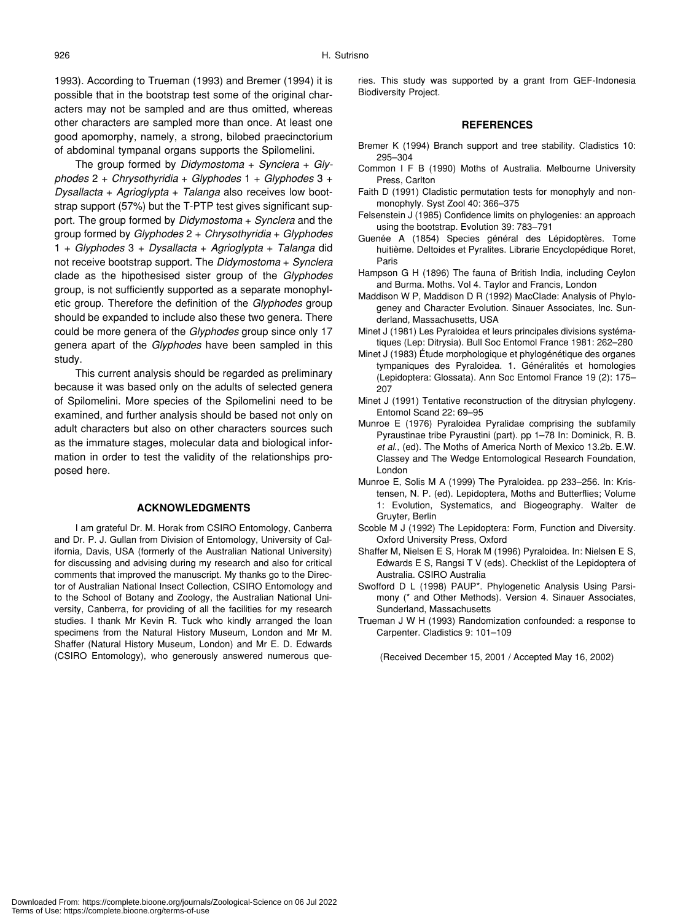1993). According to Trueman (1993) and Bremer (1994) it is possible that in the bootstrap test some of the original characters may not be sampled and are thus omitted, whereas other characters are sampled more than once. At least one good apomorphy, namely, a strong, bilobed praecinctorium of abdominal tympanal organs supports the Spilomelini.

The group formed by *Didymostoma* + *Synclera* + *Glyphodes* 2 + *Chrysothyridia* + *Glyphodes* 1 + *Glyphodes* 3 + *Dysallacta* + *Agrioglypta* + *Talanga* also receives low bootstrap support (57%) but the T-PTP test gives significant support. The group formed by *Didymostoma* + *Synclera* and the group formed by *Glyphodes* 2 + *Chrysothyridia* + *Glyphodes* 1 + *Glyphodes* 3 + *Dysallacta* + *Agrioglypta* + *Talanga* did not receive bootstrap support. The *Didymostoma* + *Synclera* clade as the hipothesised sister group of the *Glyphodes* group, is not sufficiently supported as a separate monophyletic group. Therefore the definition of the *Glyphodes* group should be expanded to include also these two genera. There could be more genera of the *Glyphodes* group since only 17 genera apart of the *Glyphodes* have been sampled in this study.

This current analysis should be regarded as preliminary because it was based only on the adults of selected genera of Spilomelini. More species of the Spilomelini need to be examined, and further analysis should be based not only on adult characters but also on other characters sources such as the immature stages, molecular data and biological information in order to test the validity of the relationships proposed here.

## ACKNOWLEDGMENTS

I am grateful Dr. M. Horak from CSIRO Entomology, Canberra and Dr. P. J. Gullan from Division of Entomology, University of California, Davis, USA (formerly of the Australian National University) for discussing and advising during my research and also for critical comments that improved the manuscript. My thanks go to the Director of Australian National Insect Collection, CSIRO Entomology and to the School of Botany and Zoology, the Australian National University, Canberra, for providing of all the facilities for my research studies. I thank Mr Kevin R. Tuck who kindly arranged the loan specimens from the Natural History Museum, London and Mr M. Shaffer (Natural History Museum, London) and Mr E. D. Edwards (CSIRO Entomology), who generously answered numerous queries. This study was supported by a grant from GEF-Indonesia Biodiversity Project.

## REFERENCES

Bremer K (1994) Branch support and tree stability. Cladistics 10: 295–304

Common I F B (1990) Moths of Australia. Melbourne University Press, Carlton

Faith D (1991) Cladistic permutation tests for monophyly and nonmonophyly. Syst Zool 40: 366–375

Felsenstein J (1985) Confidence limits on phylogenies: an approach using the bootstrap. Evolution 39: 783–791

Guenée A (1854) Species général des Lépidoptères. Tome huitième. Deltoides et Pyralites. Librarie Encyclopédique Roret, Paris

Hampson G H (1896) The fauna of British India, including Ceylon and Burma. Moths. Vol 4. Taylor and Francis, London

Maddison W P, Maddison D R (1992) MacClade: Analysis of Phylogeney and Character Evolution. Sinauer Associates, Inc. Sunderland, Massachusetts, USA

Minet J (1981) Les Pyraloidea et leurs principales divisions systématiques (Lep: Ditrysia). Bull Soc Entomol France 1981: 262–280

Minet J (1983) Étude morphologique et phylogénétique des organes tympaniques des Pyraloidea. 1. Généralités et homologies (Lepidoptera: Glossata). Ann Soc Entomol France 19 (2): 175–207

Minet J (1991) Tentative reconstruction of the ditrysian phylogeny. Entomol Scand 22: 69–95

Munroe E (1976) Pyraloidea Pyralidae comprising the subfamily Pyraustinae tribe Pyraustini (part). pp 1–78 In: Dominick, R. B. *et al.*, (ed). The Moths of America North of Mexico 13.2b. E.W. Classey and The Wedge Entomological Research Foundation, London

Munroe E, Solis M A (1999) The Pyraloidea. pp 233–256. In: Kristensen, N. P. (ed). Lepidoptera, Moths and Butterflies; Volume 1: Evolution, Systematics, and Biogeography. Walter de Gruyter, Berlin

Scoble M J (1992) The Lepidoptera: Form, Function and Diversity. Oxford University Press, Oxford

Shaffer M, Nielsen E S, Horak M (1996) Pyraloidea. In: Nielsen E S, Edwards E S, Rangsi T V (eds). Checklist of the Lepidoptera of Australia. CSIRO Australia

Swofford D L (1998) PAUP*. Phylogenetic Analysis Using Parsimony (* and Other Methods). Version 4. Sinauer Associates, Sunderland, Massachusetts

Trueman J W H (1993) Randomization confounded: a response to Carpenter. Cladistics 9: 101–109

(Received December 15, 2001 / Accepted May 16, 2002)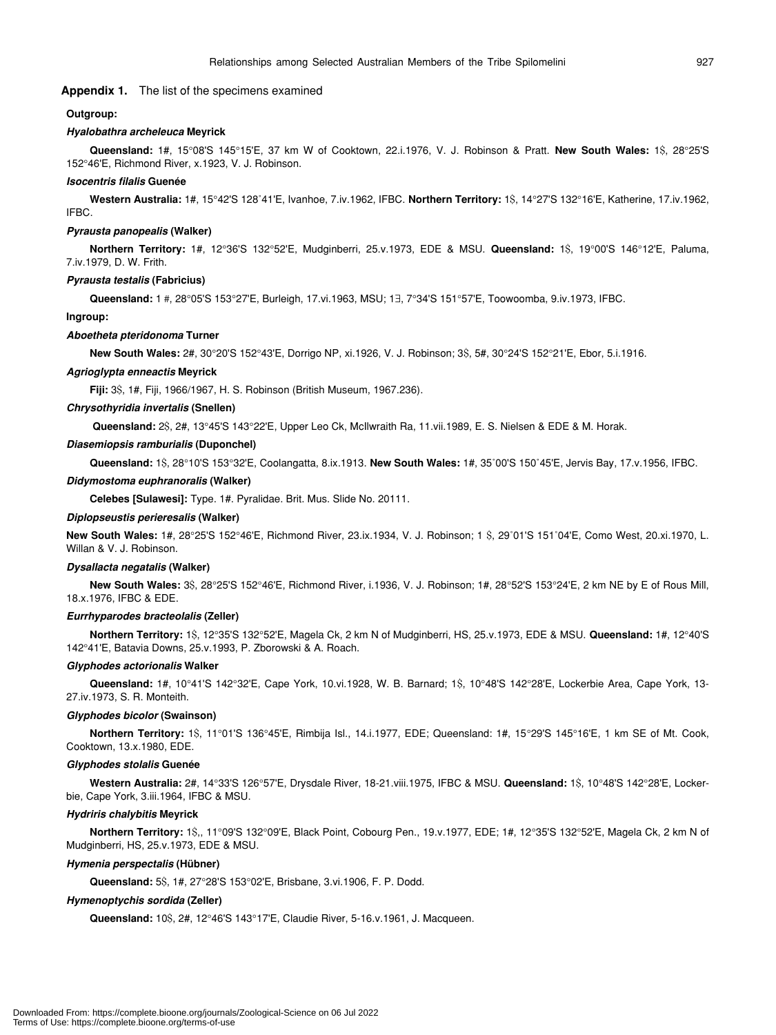**Appendix 1.** The list of the specimens examined

**Outgroup:**

***Hyalobathra archeleuca*** **Meyrick**

**Queensland:** 1#, 15°08'S 145°15'E, 37 km W of Cooktown, 22.i.1976, V. J. Robinson & Pratt. **New South Wales:** 1$, 28°25'S 152°46'E, Richmond River, x.1923, V. J. Robinson.

***Isocentris filalis*** **Guenée**

**Western Australia:** 1#, 15°42'S 128˚41'E, Ivanhoe, 7.iv.1962, IFBC. **Northern Territory:** 1$, 14°27'S 132°16'E, Katherine, 17.iv.1962, IFBC.

***Pyrausta panopealis*** **(Walker)**

**Northern Territory:** 1#, 12°36'S 132°52'E, Mudginberri, 25.v.1973, EDE & MSU. **Queensland:** 1$, 19°00'S 146°12'E, Paluma, 7.iv.1979, D. W. Frith.

***Pyrausta testalis*** **(Fabricius)**

**Queensland:** 1 #, 28°05'S 153°27'E, Burleigh, 17.vi.1963, MSU; 1∃, 7°34'S 151°57'E, Toowoomba, 9.iv.1973, IFBC.

**Ingroup:**

***Aboetheta pteridonoma*** **Turner**

**New South Wales:** 2#, 30°20'S 152°43'E, Dorrigo NP, xi.1926, V. J. Robinson; 3$, 5#, 30°24'S 152°21'E, Ebor, 5.i.1916.

***Agrioglypta enneactis*** **Meyrick**

**Fiji:** 3$, 1#, Fiji, 1966/1967, H. S. Robinson (British Museum, 1967.236).

***Chrysothyridia invertalis*** **(Snellen)**

**Queensland:** 2$, 2#, 13°45'S 143°22'E, Upper Leo Ck, McIlwraith Ra, 11.vii.1989, E. S. Nielsen & EDE & M. Horak.

***Diasemiopsis ramburialis*** **(Duponchel)**

**Queensland:** 1$, 28°10'S 153°32'E, Coolangatta, 8.ix.1913. **New South Wales:** 1#, 35˚00'S 150˚45'E, Jervis Bay, 17.v.1956, IFBC.

***Didymostoma euphranoralis*** **(Walker)**

**Celebes [Sulawesi]:** Type. 1#. Pyralidae. Brit. Mus. Slide No. 20111.

***Diplopseustis perieresalis*** **(Walker)**

**New South Wales:** 1#, 28°25'S 152°46'E, Richmond River, 23.ix.1934, V. J. Robinson; 1 $, 29˚01'S 151˚04'E, Como West, 20.xi.1970, L. Willan & V. J. Robinson.

***Dysallacta negatalis*** **(Walker)**

**New South Wales:** 3$, 28°25'S 152°46'E, Richmond River, i.1936, V. J. Robinson; 1#, 28°52'S 153°24'E, 2 km NE by E of Rous Mill, 18.x.1976, IFBC & EDE.

***Eurrhyparodes bracteolalis*** **(Zeller)**

**Northern Territory:** 1$, 12°35'S 132°52'E, Magela Ck, 2 km N of Mudginberri, HS, 25.v.1973, EDE & MSU. **Queensland:** 1#, 12°40'S 142°41'E, Batavia Downs, 25.v.1993, P. Zborowski & A. Roach.

***Glyphodes actorionalis*** **Walker**

**Queensland:** 1#, 10°41'S 142°32'E, Cape York, 10.vi.1928, W. B. Barnard; 1$, 10°48'S 142°28'E, Lockerbie Area, Cape York, 13-27.iv.1973, S. R. Monteith.

***Glyphodes bicolor*** **(Swainson)**

**Northern Territory:** 1$, 11°01'S 136°45'E, Rimbija Isl., 14.i.1977, EDE; Queensland: 1#, 15°29'S 145°16'E, 1 km SE of Mt. Cook, Cooktown, 13.x.1980, EDE.

***Glyphodes stolalis*** **Guenée**

**Western Australia:** 2#, 14°33'S 126°57'E, Drysdale River, 18-21.viii.1975, IFBC & MSU. **Queensland:** 1$, 10°48'S 142°28'E, Lockerbie, Cape York, 3.iii.1964, IFBC & MSU.

***Hydriris chalybitis*** **Meyrick**

**Northern Territory:** 1$,, 11°09'S 132°09'E, Black Point, Cobourg Pen., 19.v.1977, EDE; 1#, 12°35'S 132°52'E, Magela Ck, 2 km N of Mudginberri, HS, 25.v.1973, EDE & MSU.

***Hymenia perspectalis*** **(Hübner)**

**Queensland:** 5$, 1#, 27°28'S 153°02'E, Brisbane, 3.vi.1906, F. P. Dodd.

***Hymenoptychis sordida*** **(Zeller)**

**Queensland:** 10$, 2#, 12°46'S 143°17'E, Claudie River, 5-16.v.1961, J. Macqueen.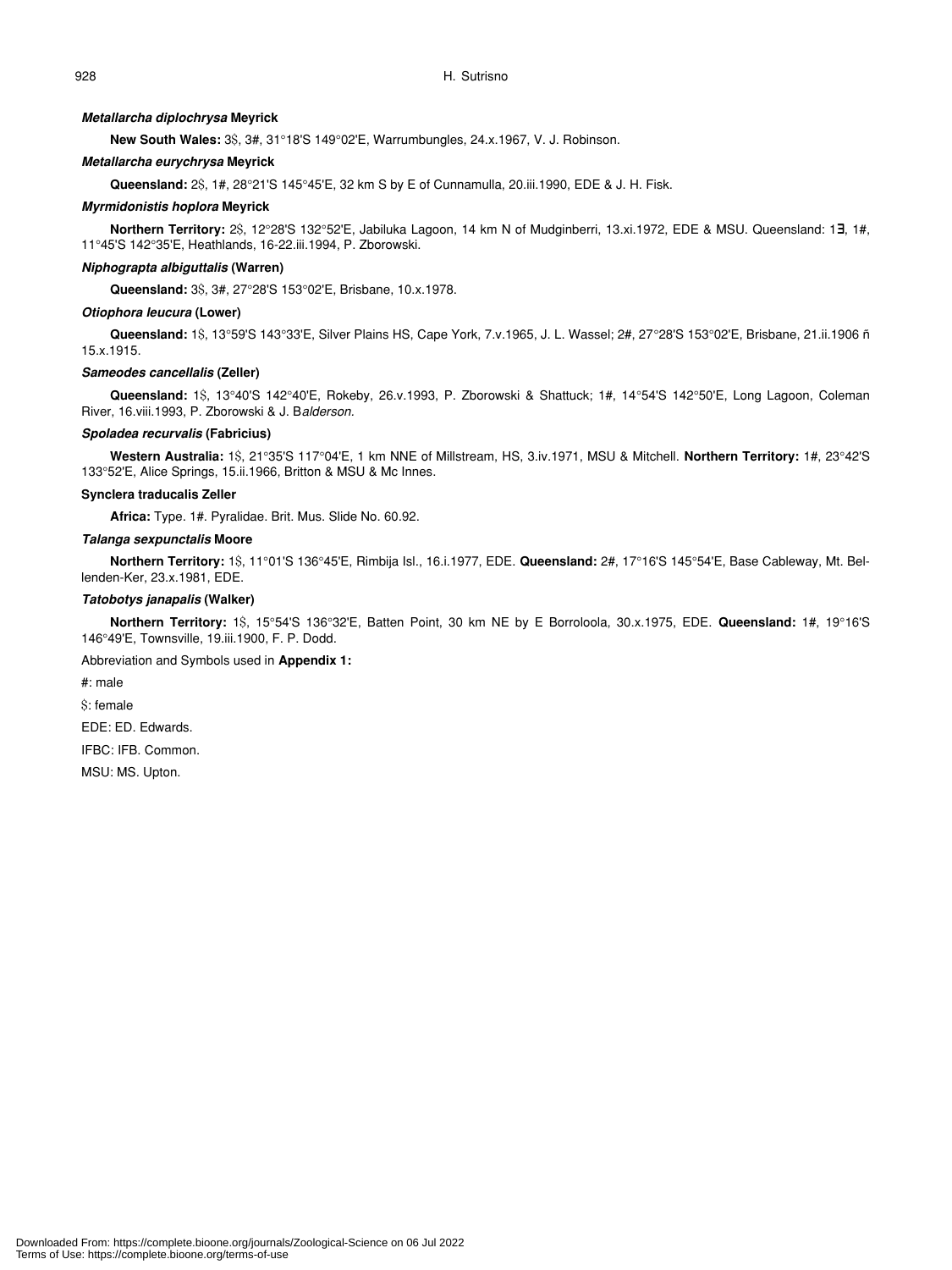***Metallarcha diplochrysa* Meyrick**

**New South Wales:** 3$, 3#, 31°18'S 149°02'E, Warrumbungles, 24.x.1967, V. J. Robinson.

***Metallarcha eurychrysa* Meyrick**

**Queensland:** 2$, 1#, 28°21'S 145°45'E, 32 km S by E of Cunnamulla, 20.iii.1990, EDE & J. H. Fisk.

***Myrmidonistis hoplora* Meyrick**

**Northern Territory:** 2$, 12°28'S 132°52'E, Jabiluka Lagoon, 14 km N of Mudginberri, 13.xi.1972, EDE & MSU. Queensland: 1∃, 1#, 11°45'S 142°35'E, Heathlands, 16-22.iii.1994, P. Zborowski.

***Niphograpta albiguttalis* (Warren)**

**Queensland:** 3$, 3#, 27°28'S 153°02'E, Brisbane, 10.x.1978.

***Otiophora leucura* (Lower)**

**Queensland:** 1$, 13°59'S 143°33'E, Silver Plains HS, Cape York, 7.v.1965, J. L. Wassel; 2#, 27°28'S 153°02'E, Brisbane, 21.ii.1906 ñ 15.x.1915.

***Sameodes cancellalis* (Zeller)**

**Queensland:** 1$, 13°40'S 142°40'E, Rokeby, 26.v.1993, P. Zborowski & Shattuck; 1#, 14°54'S 142°50'E, Long Lagoon, Coleman River, 16.viii.1993, P. Zborowski & J. B*alderson.*

***Spoladea recurvalis* (Fabricius)**

**Western Australia:** 1$, 21°35'S 117°04'E, 1 km NNE of Millstream, HS, 3.iv.1971, MSU & Mitchell. **Northern Territory:** 1#, 23°42'S 133°52'E, Alice Springs, 15.ii.1966, Britton & MSU & Mc Innes.

**Synclera traducalis Zeller**

**Africa:** Type. 1#. Pyralidae. Brit. Mus. Slide No. 60.92.

***Talanga sexpunctalis* Moore**

**Northern Territory:** 1$, 11°01'S 136°45'E, Rimbija Isl., 16.i.1977, EDE. **Queensland:** 2#, 17°16'S 145°54'E, Base Cableway, Mt. Bellenden-Ker, 23.x.1981, EDE.

***Tatobotys janapalis* (Walker)**

**Northern Territory:** 1$, 15°54'S 136°32'E, Batten Point, 30 km NE by E Borroloola, 30.x.1975, EDE. **Queensland:** 1#, 19°16'S 146°49'E, Townsville, 19.iii.1900, F. P. Dodd.

Abbreviation and Symbols used in **Appendix 1:**

#: male

$: female

EDE: ED. Edwards.

IFBC: IFB. Common.

MSU: MS. Upton.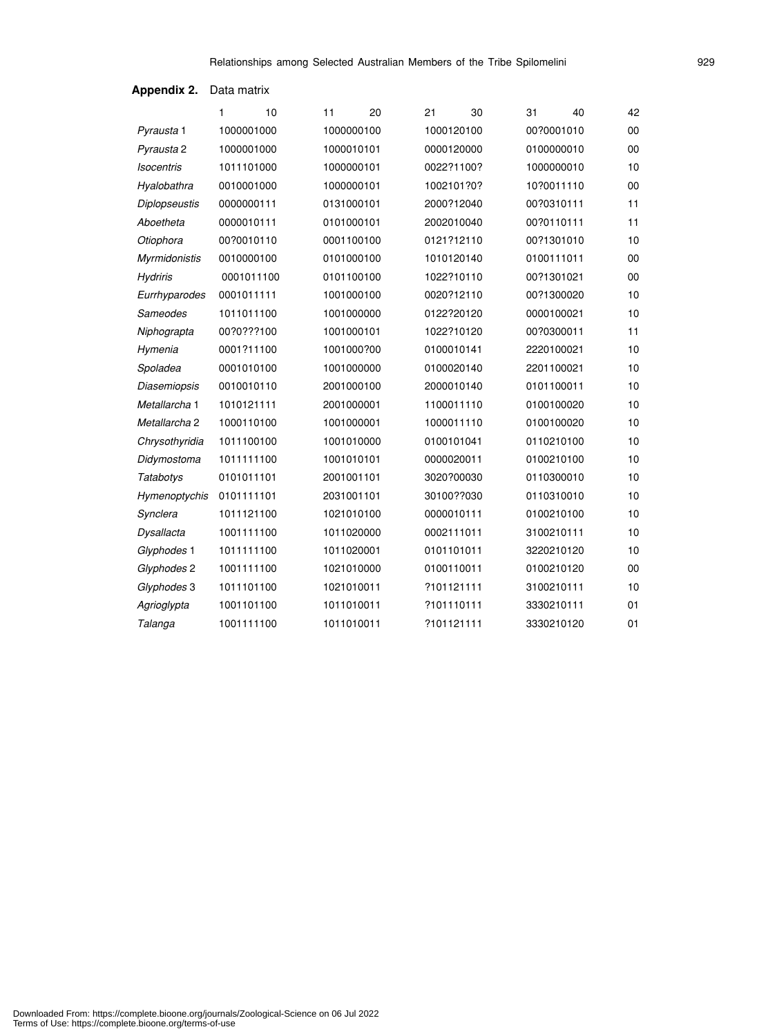**Appendix 2.** Data matrix

| | 1 10 | 11 20 | 21 30 | 31 40 | 42 |
|---|---|---|---|---|---|
| *Pyrausta* 1 | 1000001000 | 1000000100 | 1000120100 | 00?0001010 | 00 |
| *Pyrausta* 2 | 1000001000 | 1000010101 | 0000120000 | 0100000010 | 00 |
| *Isocentris* | 1011101000 | 1000000101 | 0022?1100? | 1000000010 | 10 |
| *Hyalobathra* | 0010001000 | 1000000101 | 1002101?0? | 10?0011110 | 00 |
| *Diplopseustis* | 0000000111 | 0131000101 | 2000?12040 | 00?0310111 | 11 |
| *Aboetheta* | 0000010111 | 0101000101 | 2002010040 | 00?0110111 | 11 |
| *Otiophora* | 00?0010110 | 0001100100 | 0121?12110 | 00?1301010 | 10 |
| *Myrmidonistis* | 0010000100 | 0101000100 | 1010120140 | 0100111011 | 00 |
| *Hydriris* | 0001011100 | 0101100100 | 1022?10110 | 00?1301021 | 00 |
| *Eurrhyparodes* | 0001011111 | 1001000100 | 0020?12110 | 00?1300020 | 10 |
| *Sameodes* | 1011011100 | 1001000000 | 0122?20120 | 0000100021 | 10 |
| *Niphograpta* | 00?0???100 | 1001000101 | 1022?10120 | 00?0300011 | 11 |
| *Hymenia* | 0001?11100 | 1001000?00 | 0100010141 | 2220100021 | 10 |
| *Spoladea* | 0001010100 | 1001000000 | 0100020140 | 2201100021 | 10 |
| *Diasemiopsis* | 0010010110 | 2001000100 | 2000010140 | 0101100011 | 10 |
| *Metallarcha* 1 | 1010121111 | 2001000001 | 1100011110 | 0100100020 | 10 |
| *Metallarcha* 2 | 1000110100 | 1001000001 | 1000011110 | 0100100020 | 10 |
| *Chrysothyridia* | 1011100100 | 1001010000 | 0100101041 | 0110210100 | 10 |
| *Didymostoma* | 1011111100 | 1001010101 | 0000020011 | 0100210100 | 10 |
| *Tatabotys* | 0101011101 | 2001001101 | 3020?00030 | 0110300010 | 10 |
| *Hymenoptychis* | 0101111101 | 2031001101 | 30100??030 | 0110310010 | 10 |
| *Synclera* | 1011121100 | 1021010100 | 0000010111 | 0100210100 | 10 |
| *Dysallacta* | 1001111100 | 1011020000 | 0002111011 | 3100210111 | 10 |
| *Glyphodes* 1 | 1011111100 | 1011020001 | 0101101011 | 3220210120 | 10 |
| *Glyphodes* 2 | 1001111100 | 1021010000 | 0100110011 | 0100210120 | 00 |
| *Glyphodes* 3 | 1011101100 | 1021010011 | ?101121111 | 3100210111 | 10 |
| *Agrioglypta* | 1001101100 | 1011010011 | ?101110111 | 3330210111 | 01 |
| *Talanga* | 1001111100 | 1011010011 | ?101121111 | 3330210120 | 01 |

Downloaded From: https://complete.bioone.org/journals/Zoological-Science on 06 Jul 2022
Terms of Use: https://complete.bioone.org/terms-of-use